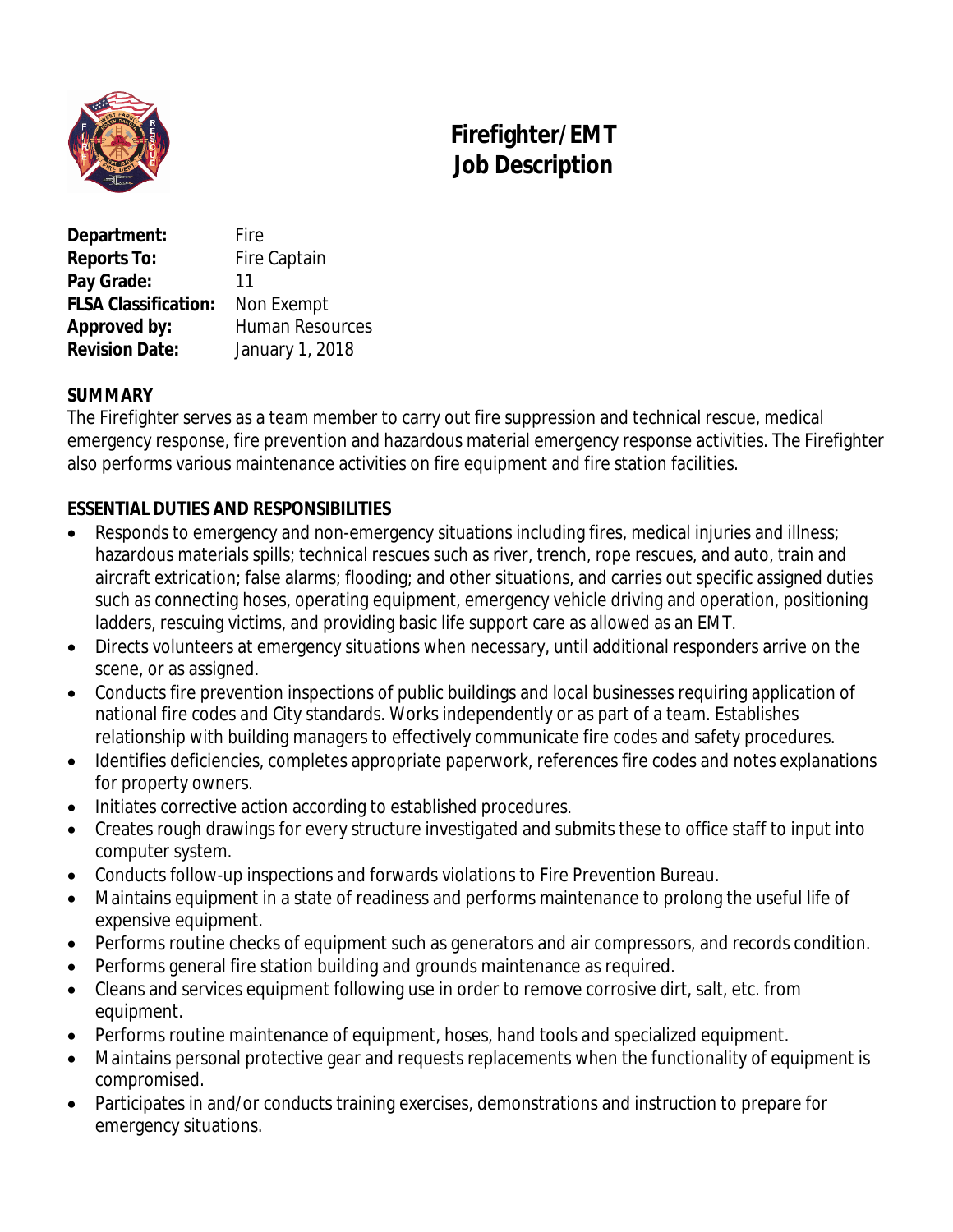# Firefighter/EMT
# Job Description

**Department:** Fire
**Reports To:** Fire Captain
**Pay Grade:** 11
**FLSA Classification:** Non Exempt
**Approved by:** Human Resources
**Revision Date:** January 1, 2018

## SUMMARY

The Firefighter serves as a team member to carry out fire suppression and technical rescue, medical emergency response, fire prevention and hazardous material emergency response activities. The Firefighter also performs various maintenance activities on fire equipment and fire station facilities.

## ESSENTIAL DUTIES AND RESPONSIBILITIES

- Responds to emergency and non-emergency situations including fires, medical injuries and illness; hazardous materials spills; technical rescues such as river, trench, rope rescues, and auto, train and aircraft extrication; false alarms; flooding; and other situations, and carries out specific assigned duties such as connecting hoses, operating equipment, emergency vehicle driving and operation, positioning ladders, rescuing victims, and providing basic life support care as allowed as an EMT.
- Directs volunteers at emergency situations when necessary, until additional responders arrive on the scene, or as assigned.
- Conducts fire prevention inspections of public buildings and local businesses requiring application of national fire codes and City standards. Works independently or as part of a team. Establishes relationship with building managers to effectively communicate fire codes and safety procedures.
- Identifies deficiencies, completes appropriate paperwork, references fire codes and notes explanations for property owners.
- Initiates corrective action according to established procedures.
- Creates rough drawings for every structure investigated and submits these to office staff to input into computer system.
- Conducts follow-up inspections and forwards violations to Fire Prevention Bureau.
- Maintains equipment in a state of readiness and performs maintenance to prolong the useful life of expensive equipment.
- Performs routine checks of equipment such as generators and air compressors, and records condition.
- Performs general fire station building and grounds maintenance as required.
- Cleans and services equipment following use in order to remove corrosive dirt, salt, etc. from equipment.
- Performs routine maintenance of equipment, hoses, hand tools and specialized equipment.
- Maintains personal protective gear and requests replacements when the functionality of equipment is compromised.
- Participates in and/or conducts training exercises, demonstrations and instruction to prepare for emergency situations.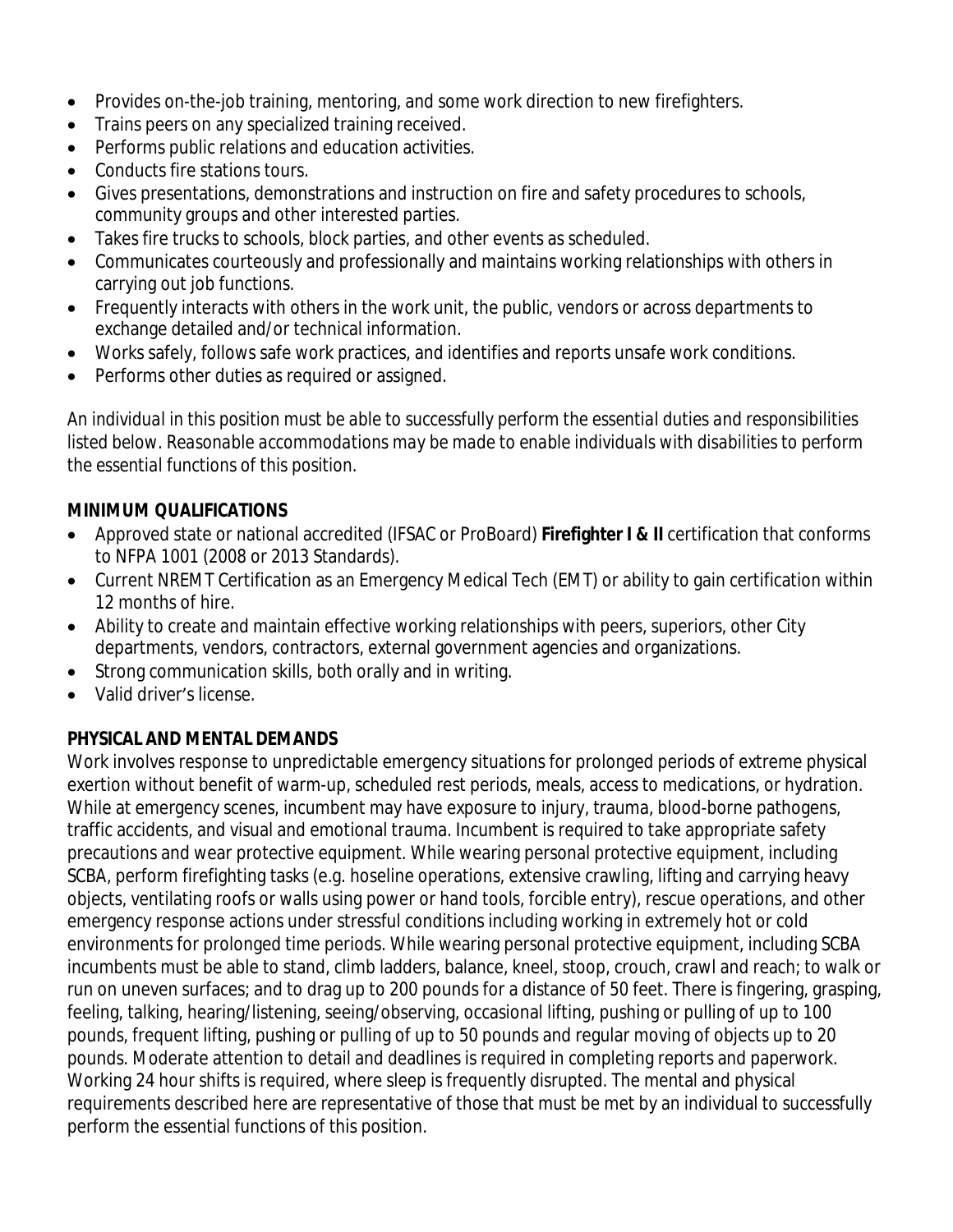- Provides on-the-job training, mentoring, and some work direction to new firefighters.
- Trains peers on any specialized training received.
- Performs public relations and education activities.
- Conducts fire stations tours.
- Gives presentations, demonstrations and instruction on fire and safety procedures to schools, community groups and other interested parties.
- Takes fire trucks to schools, block parties, and other events as scheduled.
- Communicates courteously and professionally and maintains working relationships with others in carrying out job functions.
- Frequently interacts with others in the work unit, the public, vendors or across departments to exchange detailed and/or technical information.
- Works safely, follows safe work practices, and identifies and reports unsafe work conditions.
- Performs other duties as required or assigned.

*An individual in this position must be able to successfully perform the essential duties and responsibilities listed below. Reasonable accommodations may be made to enable individuals with disabilities to perform the essential functions of this position.*

**MINIMUM QUALIFICATIONS**

- Approved state or national accredited (IFSAC or ProBoard) **Firefighter I & II** certification that conforms to NFPA 1001 (2008 or 2013 Standards).
- Current NREMT Certification as an Emergency Medical Tech (EMT) or ability to gain certification within 12 months of hire.
- Ability to create and maintain effective working relationships with peers, superiors, other City departments, vendors, contractors, external government agencies and organizations.
- Strong communication skills, both orally and in writing.
- Valid driver's license.

**PHYSICAL AND MENTAL DEMANDS**

Work involves response to unpredictable emergency situations for prolonged periods of extreme physical exertion without benefit of warm-up, scheduled rest periods, meals, access to medications, or hydration. While at emergency scenes, incumbent may have exposure to injury, trauma, blood-borne pathogens, traffic accidents, and visual and emotional trauma. Incumbent is required to take appropriate safety precautions and wear protective equipment. While wearing personal protective equipment, including SCBA, perform firefighting tasks (e.g. hoseline operations, extensive crawling, lifting and carrying heavy objects, ventilating roofs or walls using power or hand tools, forcible entry), rescue operations, and other emergency response actions under stressful conditions including working in extremely hot or cold environments for prolonged time periods. While wearing personal protective equipment, including SCBA incumbents must be able to stand, climb ladders, balance, kneel, stoop, crouch, crawl and reach; to walk or run on uneven surfaces; and to drag up to 200 pounds for a distance of 50 feet. There is fingering, grasping, feeling, talking, hearing/listening, seeing/observing, occasional lifting, pushing or pulling of up to 100 pounds, frequent lifting, pushing or pulling of up to 50 pounds and regular moving of objects up to 20 pounds. Moderate attention to detail and deadlines is required in completing reports and paperwork. Working 24 hour shifts is required, where sleep is frequently disrupted. The mental and physical requirements described here are representative of those that must be met by an individual to successfully perform the essential functions of this position.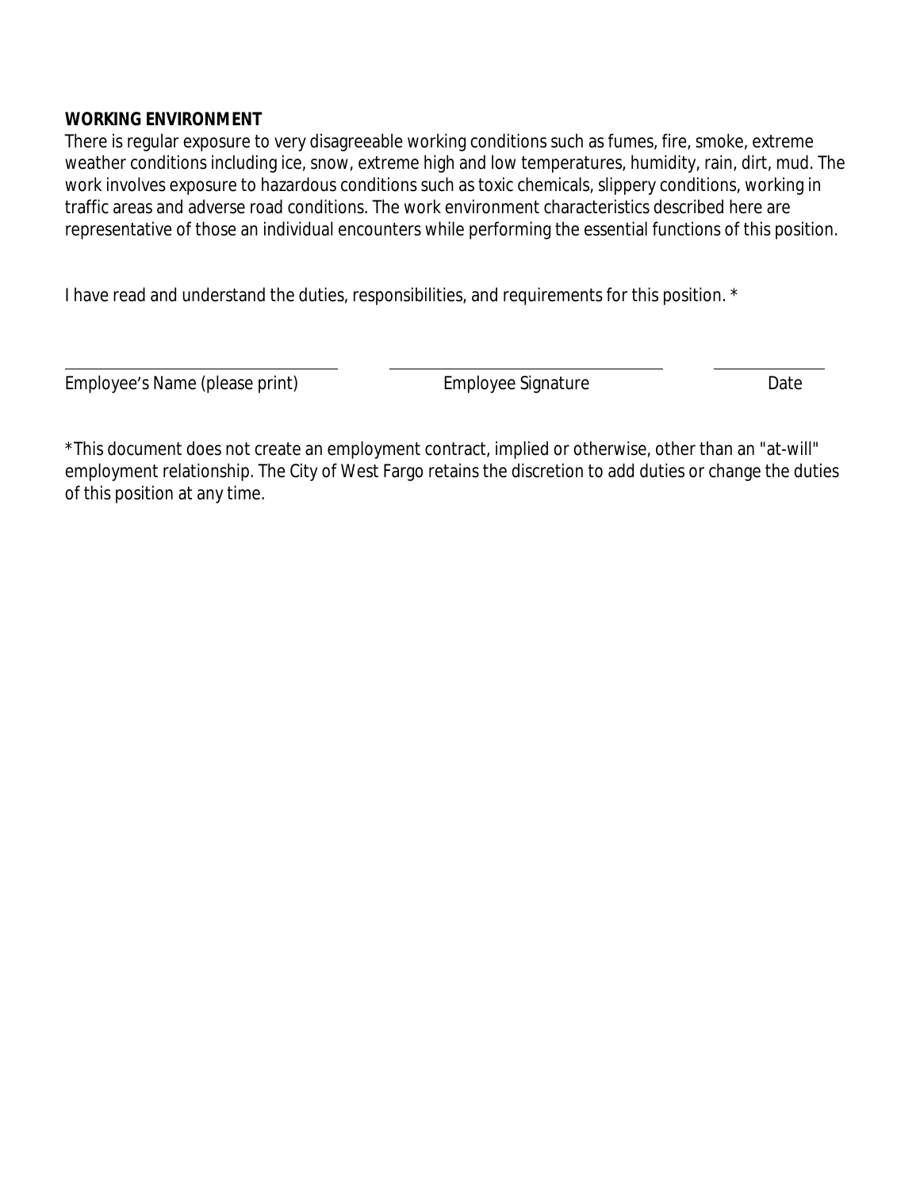**WORKING ENVIRONMENT**

There is regular exposure to very disagreeable working conditions such as fumes, fire, smoke, extreme weather conditions including ice, snow, extreme high and low temperatures, humidity, rain, dirt, mud. The work involves exposure to hazardous conditions such as toxic chemicals, slippery conditions, working in traffic areas and adverse road conditions. The work environment characteristics described here are representative of those an individual encounters while performing the essential functions of this position.

I have read and understand the duties, responsibilities, and requirements for this position. *

| ______________________________ | ______________________________ | ____________ |
|---|---|---|
| Employee's Name (please print) | Employee Signature | Date |

*This document does not create an employment contract, implied or otherwise, other than an "at-will" employment relationship. The City of West Fargo retains the discretion to add duties or change the duties of this position at any time.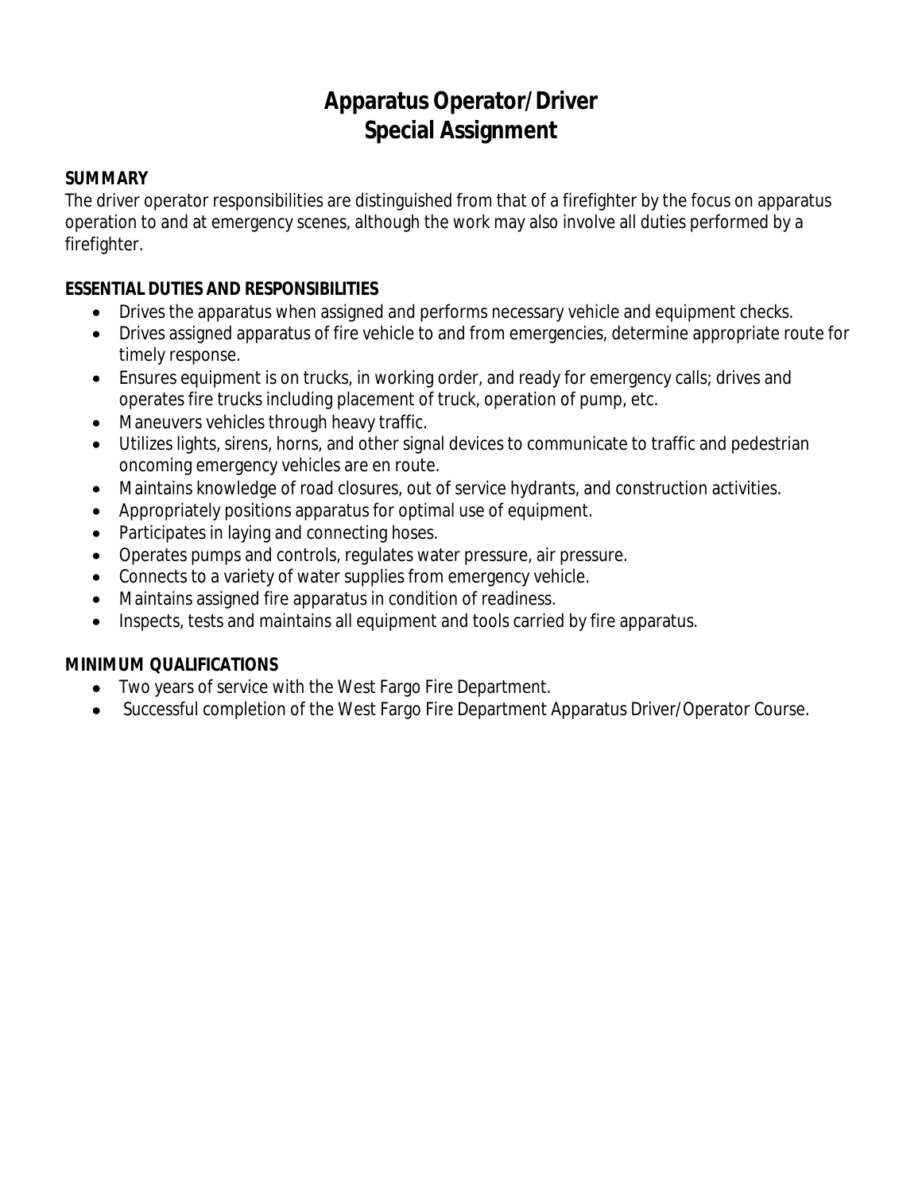# Apparatus Operator/Driver
# Special Assignment

**SUMMARY**

The driver operator responsibilities are distinguished from that of a firefighter by the focus on apparatus operation to and at emergency scenes, although the work may also involve all duties performed by a firefighter.

**ESSENTIAL DUTIES AND RESPONSIBILITIES**

- Drives the apparatus when assigned and performs necessary vehicle and equipment checks.
- Drives assigned apparatus of fire vehicle to and from emergencies, determine appropriate route for timely response.
- Ensures equipment is on trucks, in working order, and ready for emergency calls; drives and operates fire trucks including placement of truck, operation of pump, etc.
- Maneuvers vehicles through heavy traffic.
- Utilizes lights, sirens, horns, and other signal devices to communicate to traffic and pedestrian oncoming emergency vehicles are en route.
- Maintains knowledge of road closures, out of service hydrants, and construction activities.
- Appropriately positions apparatus for optimal use of equipment.
- Participates in laying and connecting hoses.
- Operates pumps and controls, regulates water pressure, air pressure.
- Connects to a variety of water supplies from emergency vehicle.
- Maintains assigned fire apparatus in condition of readiness.
- Inspects, tests and maintains all equipment and tools carried by fire apparatus.

**MINIMUM QUALIFICATIONS**

- Two years of service with the West Fargo Fire Department.
- Successful completion of the West Fargo Fire Department Apparatus Driver/Operator Course.